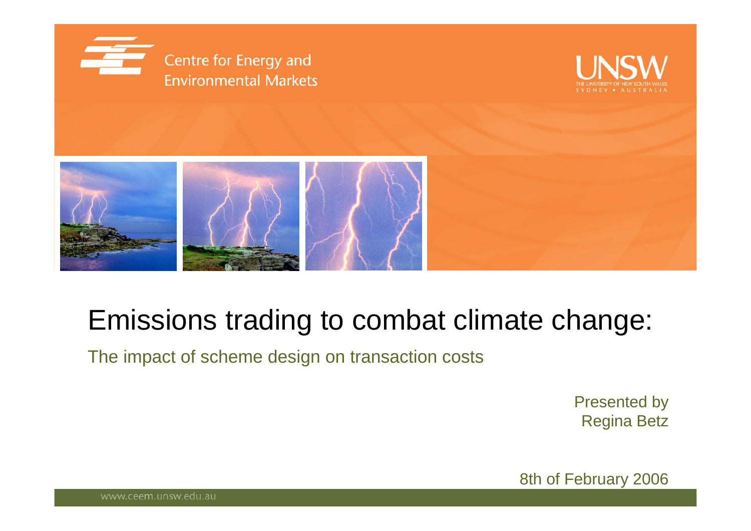Centre for Energy and Environmental Markets

UNSW — THE UNIVERSITY OF NEW SOUTH WALES, SYDNEY • AUSTRALIA

# Emissions trading to combat climate change:

## The impact of scheme design on transaction costs

Presented by
Regina Betz

8th of February 2006

www.ceem.unsw.edu.au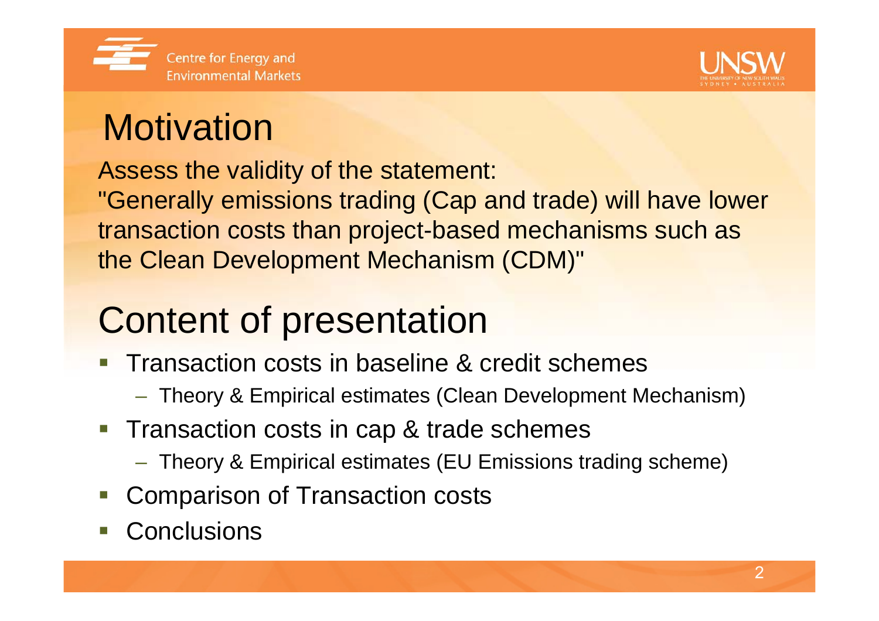# Motivation

Assess the validity of the statement:
"Generally emissions trading (Cap and trade) will have lower transaction costs than project-based mechanisms such as the Clean Development Mechanism (CDM)"

# Content of presentation

- Transaction costs in baseline & credit schemes
  - Theory & Empirical estimates (Clean Development Mechanism)
- Transaction costs in cap & trade schemes
  - Theory & Empirical estimates (EU Emissions trading scheme)
- Comparison of Transaction costs
- Conclusions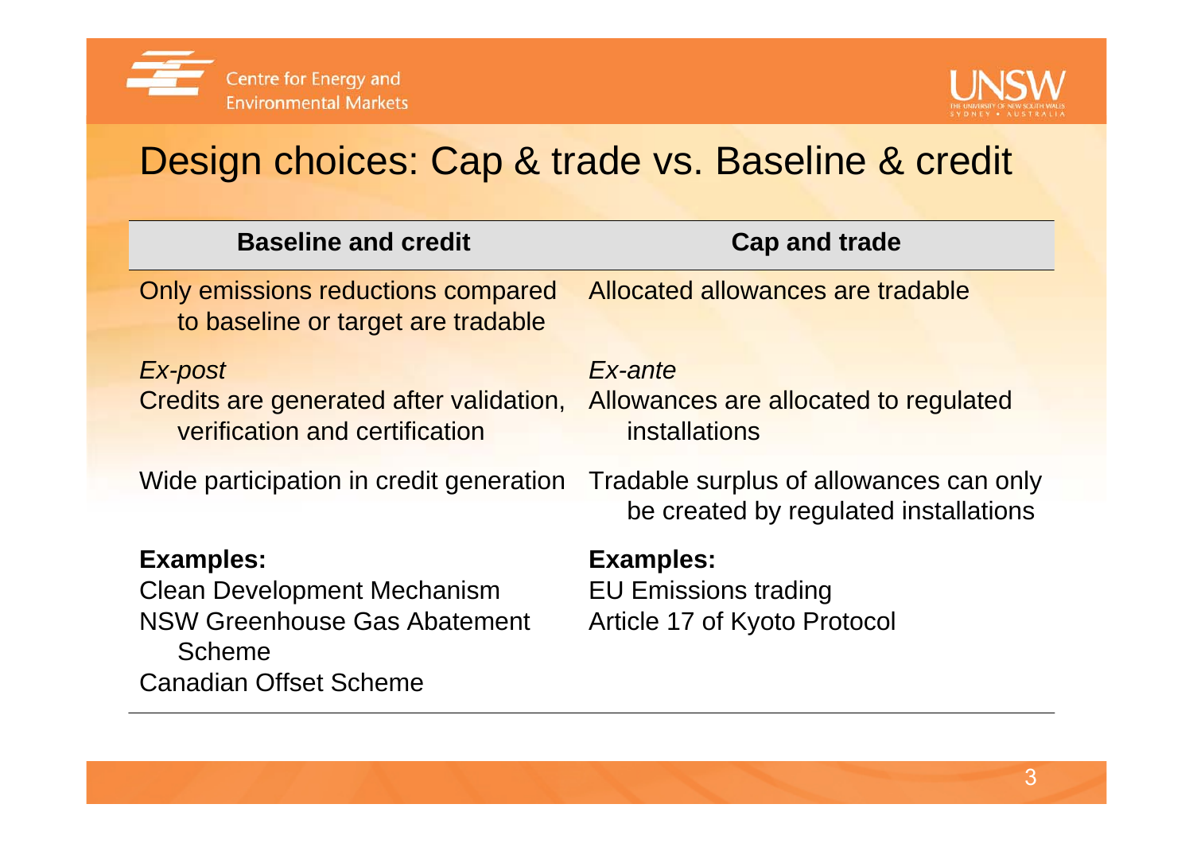# Design choices: Cap & trade vs. Baseline & credit

| Baseline and credit | Cap and trade |
|---|---|
| Only emissions reductions compared to baseline or target are tradable | Allocated allowances are tradable |
| *Ex-post*<br>Credits are generated after validation, verification and certification | *Ex-ante*<br>Allowances are allocated to regulated installations |
| Wide participation in credit generation | Tradable surplus of allowances can only be created by regulated installations |
| **Examples:**<br>Clean Development Mechanism<br>NSW Greenhouse Gas Abatement Scheme<br>Canadian Offset Scheme | **Examples:**<br>EU Emissions trading<br>Article 17 of Kyoto Protocol |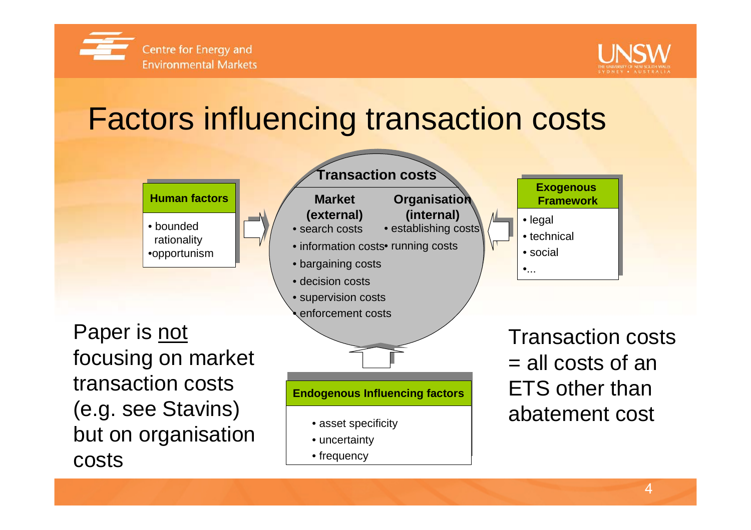# Factors influencing transaction costs

**Human factors**

- bounded rationality
- opportunism

**Transaction costs**

| **Market (external)** | **Organisation (internal)** |
| --- | --- |
| • search costs | • establishing costs |
| • information costs | • running costs |
| • bargaining costs | |
| • decision costs | |
| • supervision costs | |
| • enforcement costs | |

**Exogenous Framework**

- legal
- technical
- social
- ...

**Endogenous Influencing factors**

- asset specificity
- uncertainty
- frequency

Paper is <u>not</u> focusing on market transaction costs (e.g. see Stavins) but on organisation costs

Transaction costs = all costs of an ETS other than abatement cost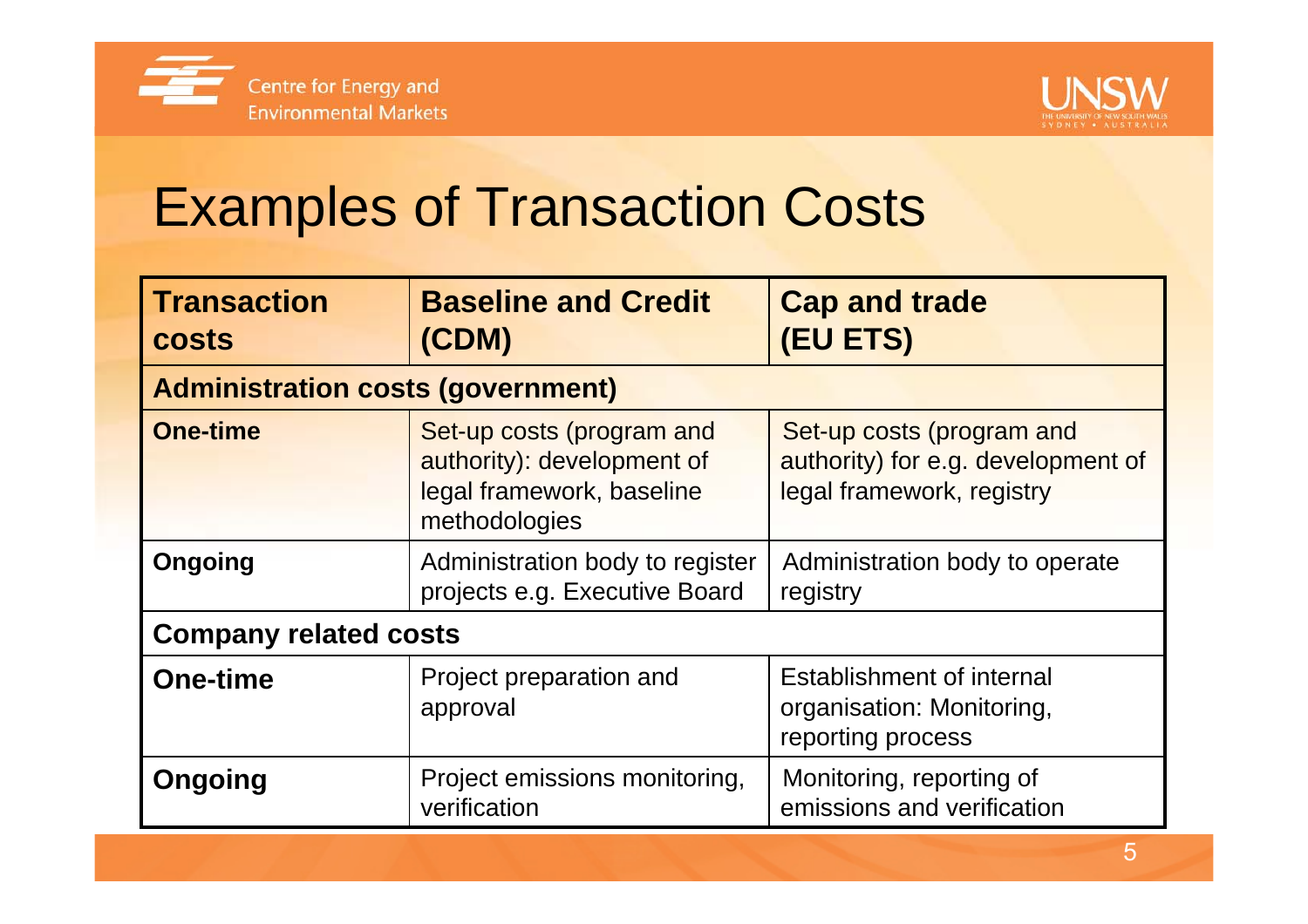# Examples of Transaction Costs

| Transaction costs | Baseline and Credit (CDM) | Cap and trade (EU ETS) |
|---|---|---|
| **Administration costs (government)** | | |
| **One-time** | Set-up costs (program and authority): development of legal framework, baseline methodologies | Set-up costs (program and authority) for e.g. development of legal framework, registry |
| **Ongoing** | Administration body to register projects e.g. Executive Board | Administration body to operate registry |
| **Company related costs** | | |
| **One-time** | Project preparation and approval | Establishment of internal organisation: Monitoring, reporting process |
| **Ongoing** | Project emissions monitoring, verification | Monitoring, reporting of emissions and verification |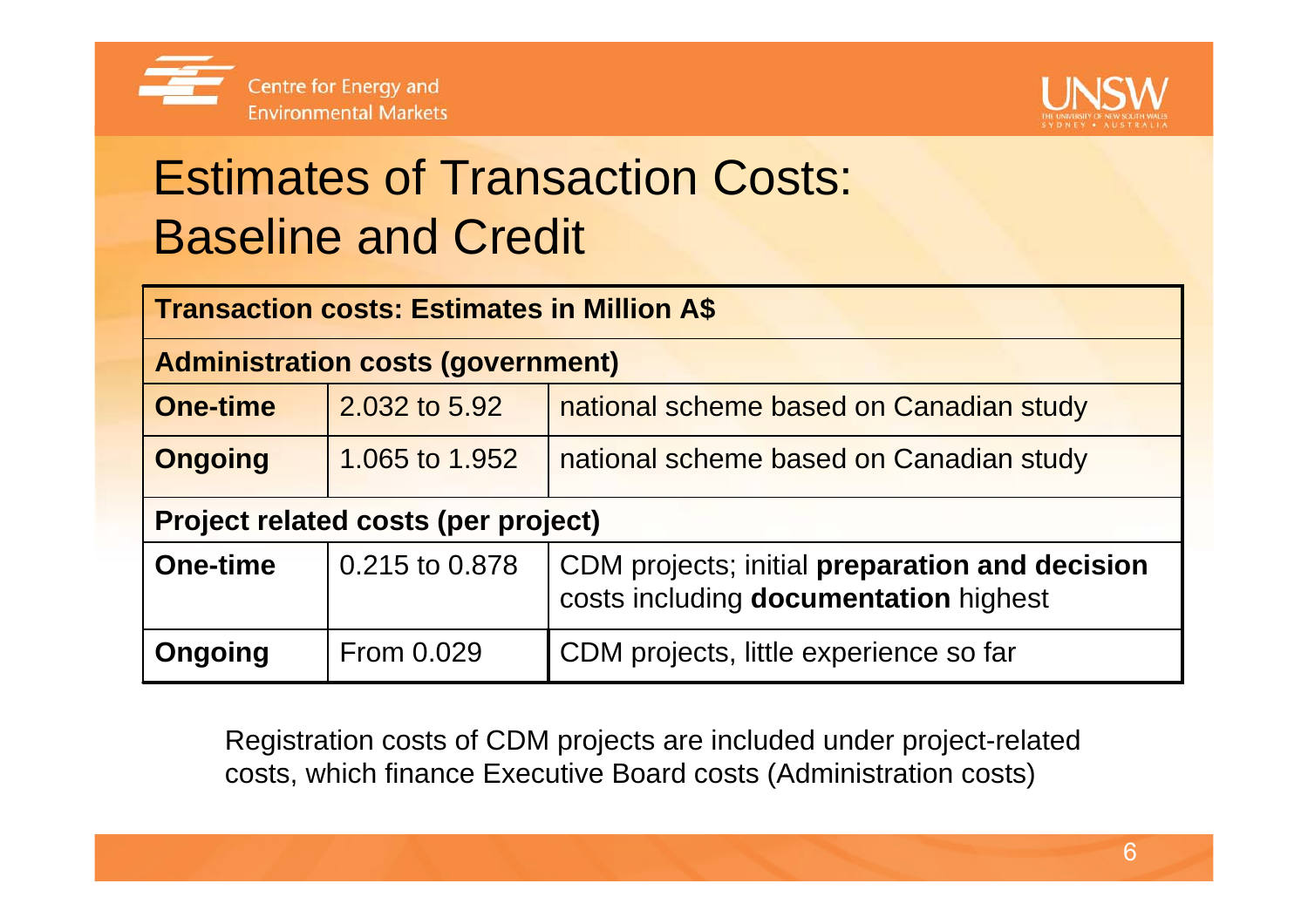# Estimates of Transaction Costs: Baseline and Credit

| Transaction costs: Estimates in Million A$ | | |
|---|---|---|
| **Administration costs (government)** | | |
| **One-time** | 2.032 to 5.92 | national scheme based on Canadian study |
| **Ongoing** | 1.065 to 1.952 | national scheme based on Canadian study |
| **Project related costs (per project)** | | |
| **One-time** | 0.215 to 0.878 | CDM projects; initial **preparation and decision** costs including **documentation** highest |
| **Ongoing** | From 0.029 | CDM projects, little experience so far |

Registration costs of CDM projects are included under project-related costs, which finance Executive Board costs (Administration costs)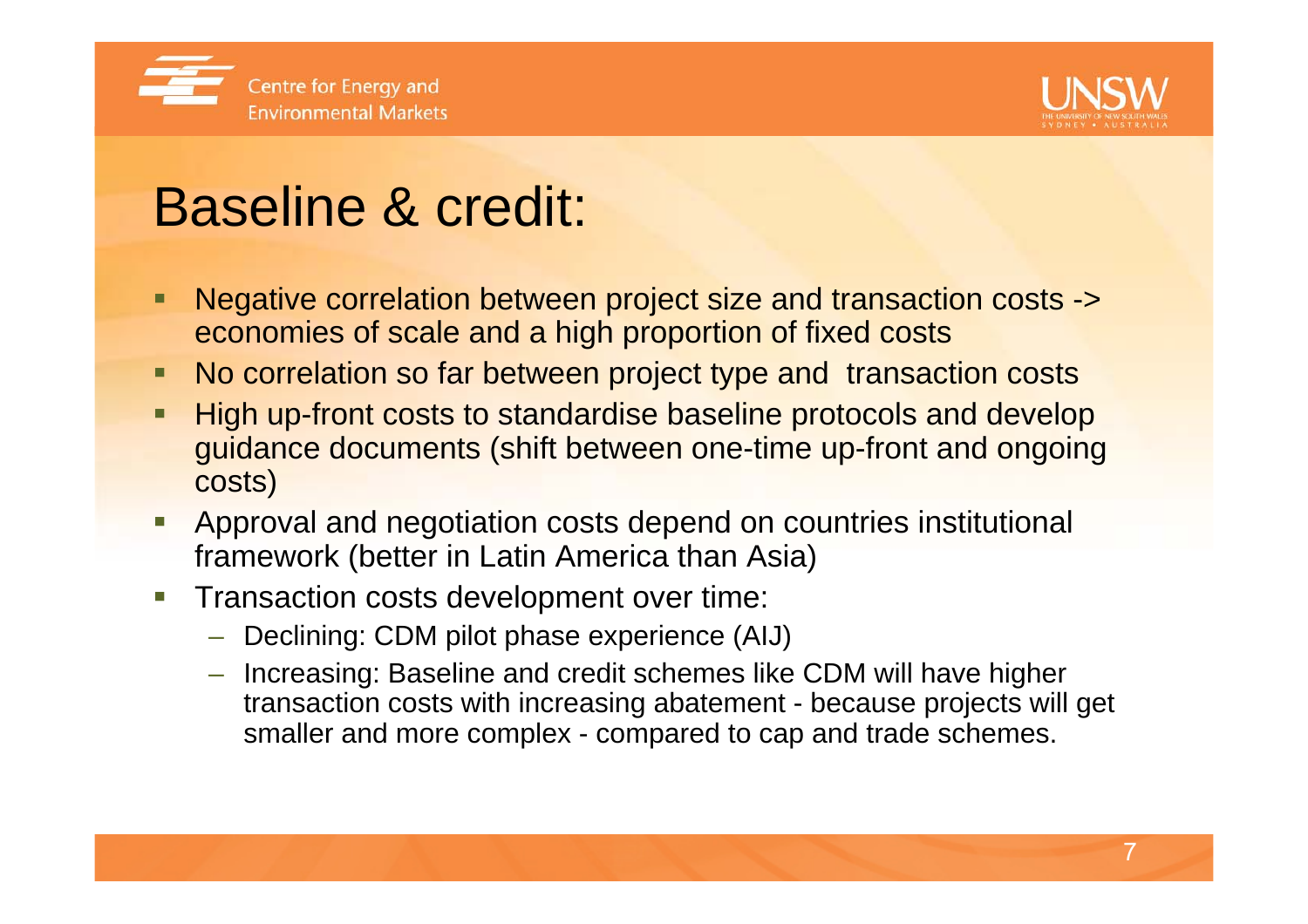# Baseline & credit:

- Negative correlation between project size and transaction costs -> economies of scale and a high proportion of fixed costs
- No correlation so far between project type and transaction costs
- High up-front costs to standardise baseline protocols and develop guidance documents (shift between one-time up-front and ongoing costs)
- Approval and negotiation costs depend on countries institutional framework (better in Latin America than Asia)
- Transaction costs development over time:
  - Declining: CDM pilot phase experience (AIJ)
  - Increasing: Baseline and credit schemes like CDM will have higher transaction costs with increasing abatement - because projects will get smaller and more complex - compared to cap and trade schemes.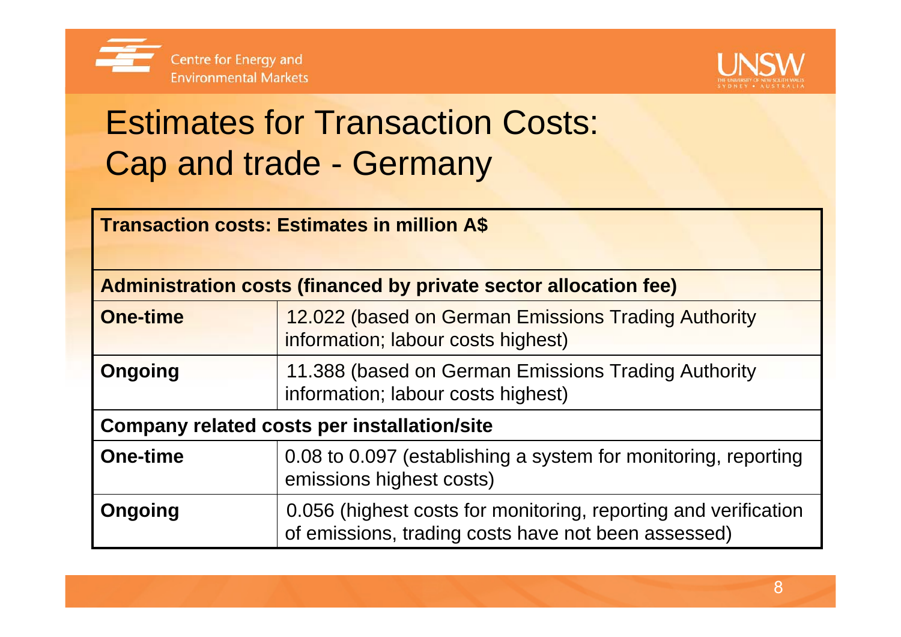# Estimates for Transaction Costs: Cap and trade - Germany

| **Transaction costs: Estimates in million A$** | |
|---|---|
| **Administration costs (financed by private sector allocation fee)** | |
| **One-time** | 12.022 (based on German Emissions Trading Authority information; labour costs highest) |
| **Ongoing** | 11.388 (based on German Emissions Trading Authority information; labour costs highest) |
| **Company related costs per installation/site** | |
| **One-time** | 0.08 to 0.097 (establishing a system for monitoring, reporting emissions highest costs) |
| **Ongoing** | 0.056 (highest costs for monitoring, reporting and verification of emissions, trading costs have not been assessed) |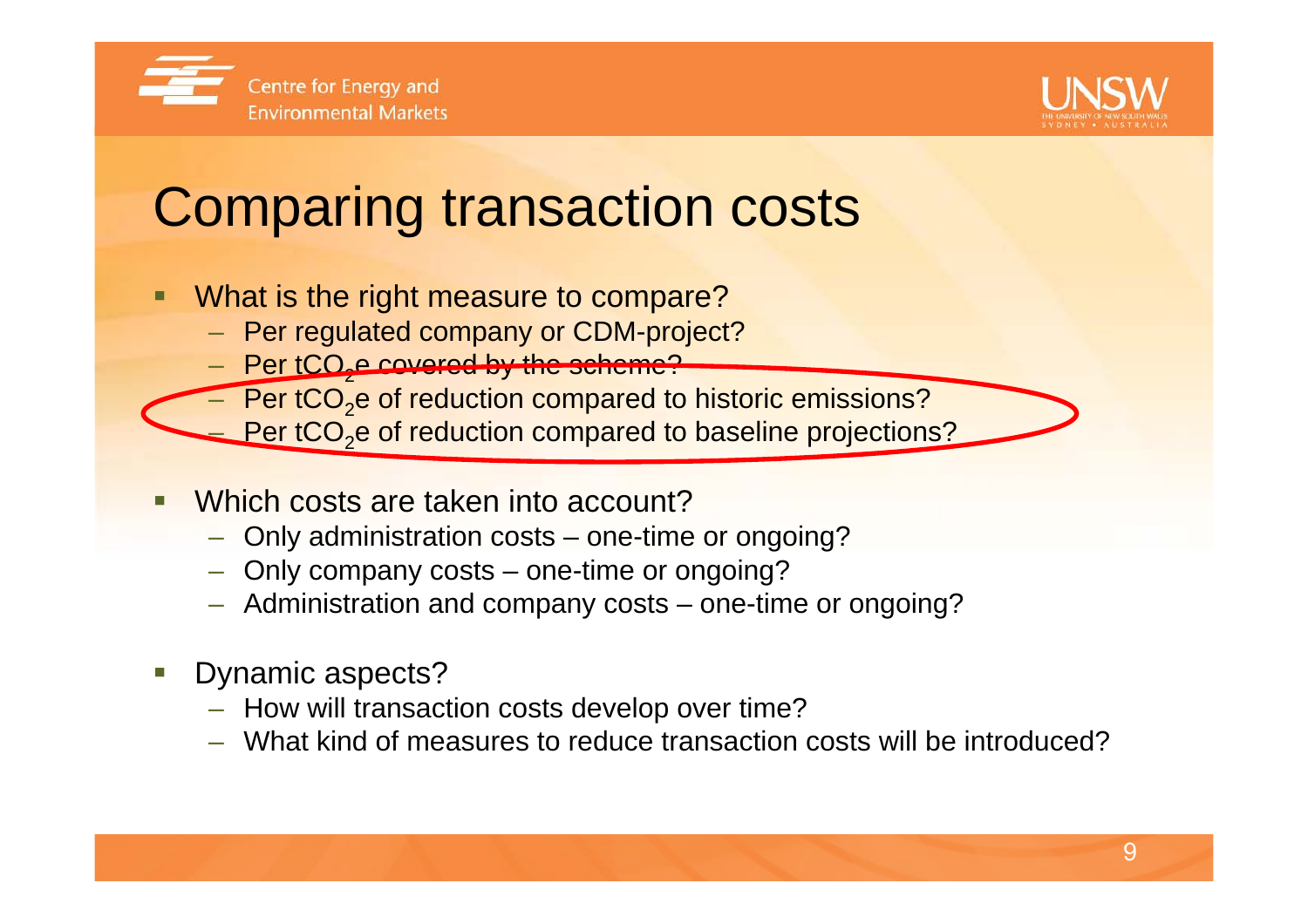# Comparing transaction costs

- What is the right measure to compare?
  - Per regulated company or CDM-project?
  - Per $tCO_2e$ covered by the scheme?
  - Per $tCO_2e$ of reduction compared to historic emissions?
  - Per $tCO_2e$ of reduction compared to baseline projections?
- Which costs are taken into account?
  - Only administration costs – one-time or ongoing?
  - Only company costs – one-time or ongoing?
  - Administration and company costs – one-time or ongoing?
- Dynamic aspects?
  - How will transaction costs develop over time?
  - What kind of measures to reduce transaction costs will be introduced?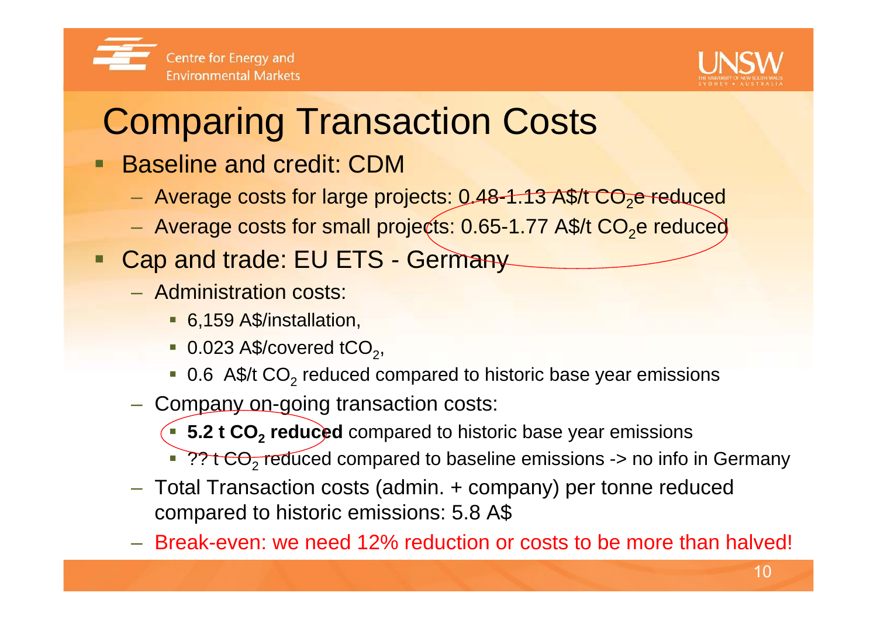# Comparing Transaction Costs

- Baseline and credit: CDM
  - Average costs for large projects: 0.48-1.13 A$/t $CO_2$e reduced
  - Average costs for small projects: 0.65-1.77 A$/t $CO_2$e reduced
- Cap and trade: EU ETS - Germany
  - Administration costs:
    - 6,159 A$/installation,
    - 0.023 A$/covered t$CO_2$,
    - 0.6 A$/t $CO_2$ reduced compared to historic base year emissions
  - Company on-going transaction costs:
    - **5.2 t $CO_2$ reduced** compared to historic base year emissions
    - ?? t $CO_2$ reduced compared to baseline emissions -> no info in Germany
  - Total Transaction costs (admin. + company) per tonne reduced compared to historic emissions: 5.8 A$
  - Break-even: we need 12% reduction or costs to be more than halved!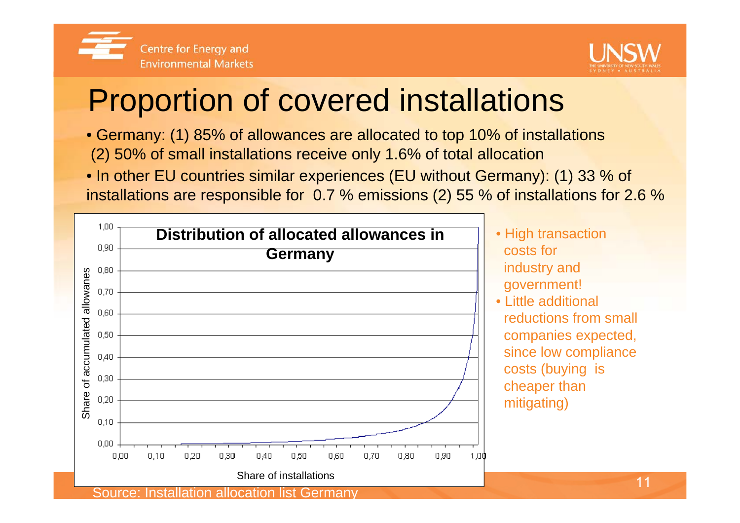# Proportion of covered installations

- Germany: (1) 85% of allocations are allocated to top 10% of installations (2) 50% of small installations receive only 1.6% of total allocation
- In other EU countries similar experiences (EU without Germany): (1) 33 % of installations are responsible for 0.7 % emissions (2) 55 % of installations for 2.6 %

**Distribution of allocated allowances in Germany**

Share of accumulated allowanes (y-axis, 0,00–1,00) vs. Share of installations (x-axis, 0,00–1,00)

Source: Installation allocation list Germany

- High transaction costs for industry and government!
- Little additional reductions from small companies expected, since low compliance costs (buying is cheaper than mitigating)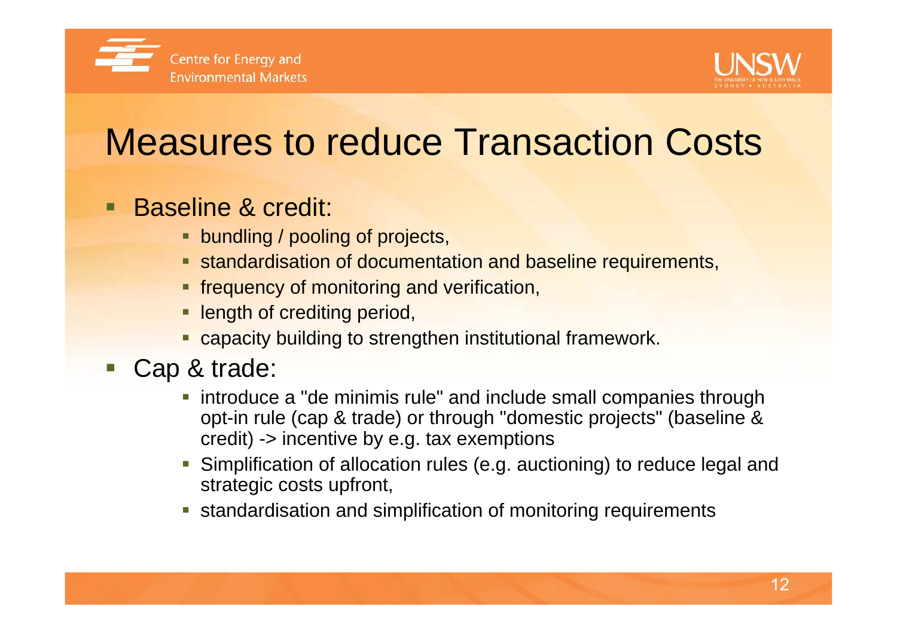# Measures to reduce Transaction Costs

- Baseline & credit:
  - bundling / pooling of projects,
  - standardisation of documentation and baseline requirements,
  - frequency of monitoring and verification,
  - length of crediting period,
  - capacity building to strengthen institutional framework.
- Cap & trade:
  - introduce a "de minimis rule" and include small companies through opt-in rule (cap & trade) or through "domestic projects" (baseline & credit) -> incentive by e.g. tax exemptions
  - Simplification of allocation rules (e.g. auctioning) to reduce legal and strategic costs upfront,
  - standardisation and simplification of monitoring requirements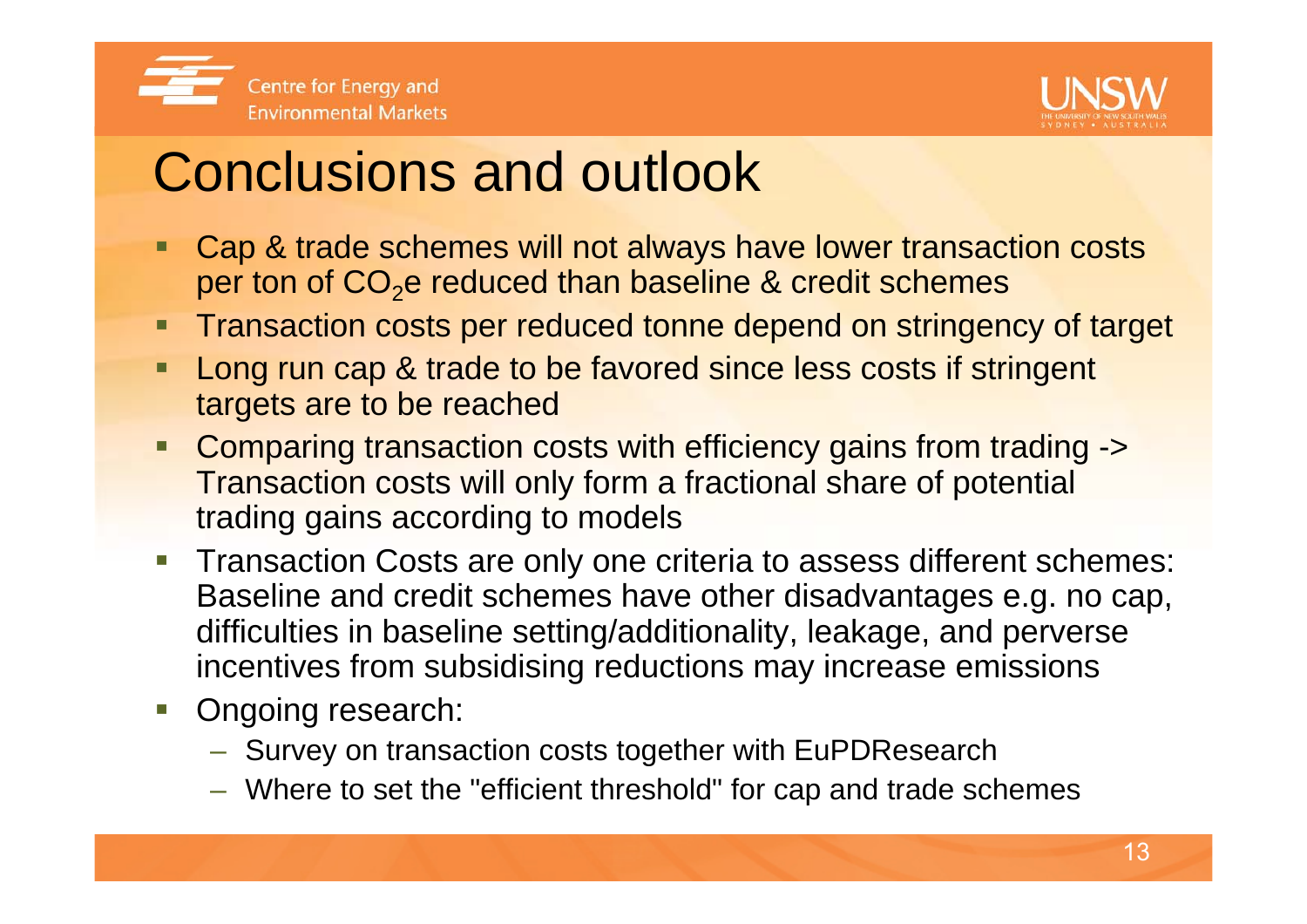# Conclusions and outlook

- Cap & trade schemes will not always have lower transaction costs per ton of $CO_2e$ reduced than baseline & credit schemes
- Transaction costs per reduced tonne depend on stringency of target
- Long run cap & trade to be favored since less costs if stringent targets are to be reached
- Comparing transaction costs with efficiency gains from trading -> Transaction costs will only form a fractional share of potential trading gains according to models
- Transaction Costs are only one criteria to assess different schemes: Baseline and credit schemes have other disadvantages e.g. no cap, difficulties in baseline setting/additionality, leakage, and perverse incentives from subsidising reductions may increase emissions
- Ongoing research:
  - Survey on transaction costs together with EuPDResearch
  - Where to set the "efficient threshold" for cap and trade schemes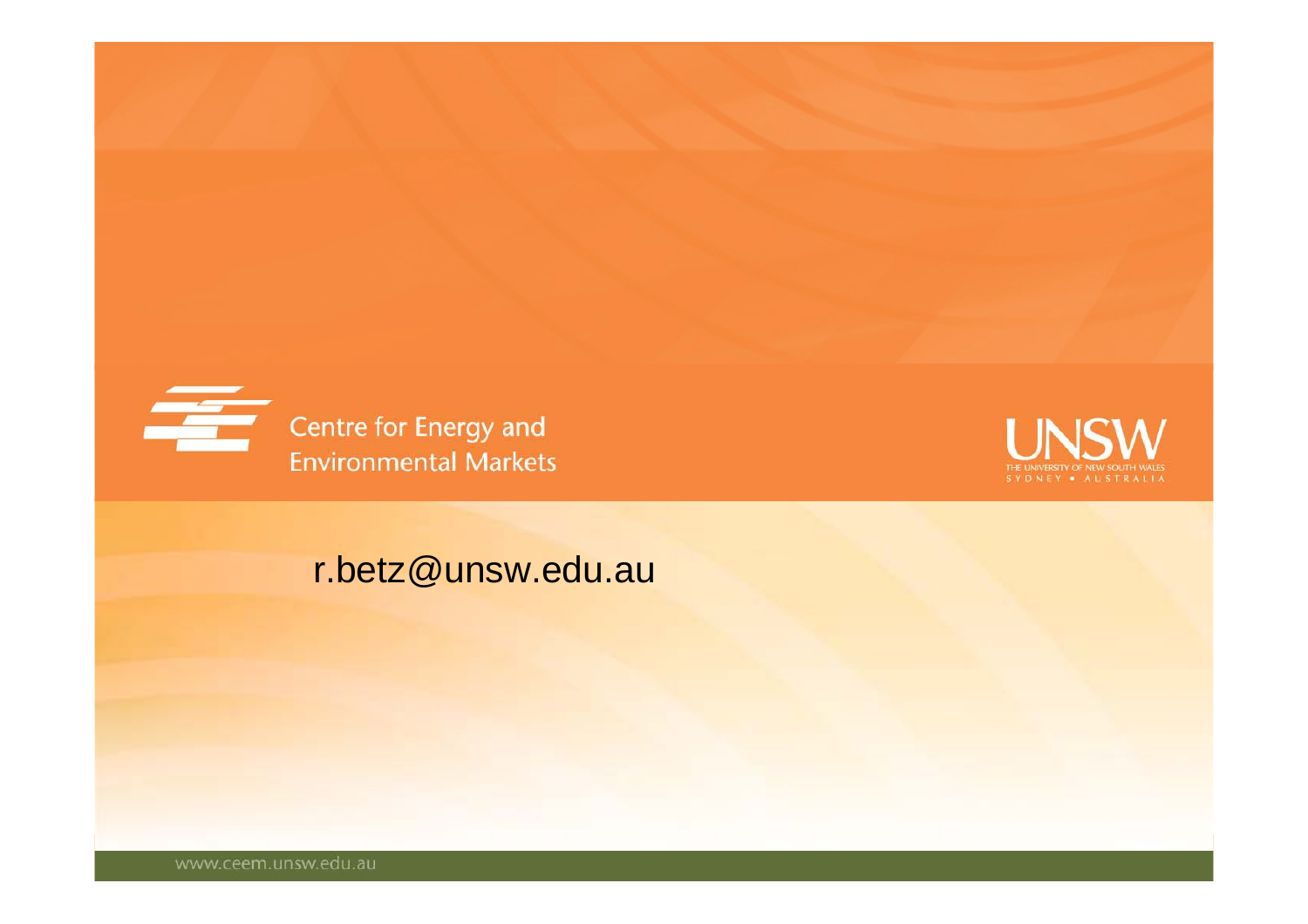Centre for Energy and Environmental Markets

UNSW
THE UNIVERSITY OF NEW SOUTH WALES
SYDNEY • AUSTRALIA

r.betz@unsw.edu.au

www.ceem.unsw.edu.au